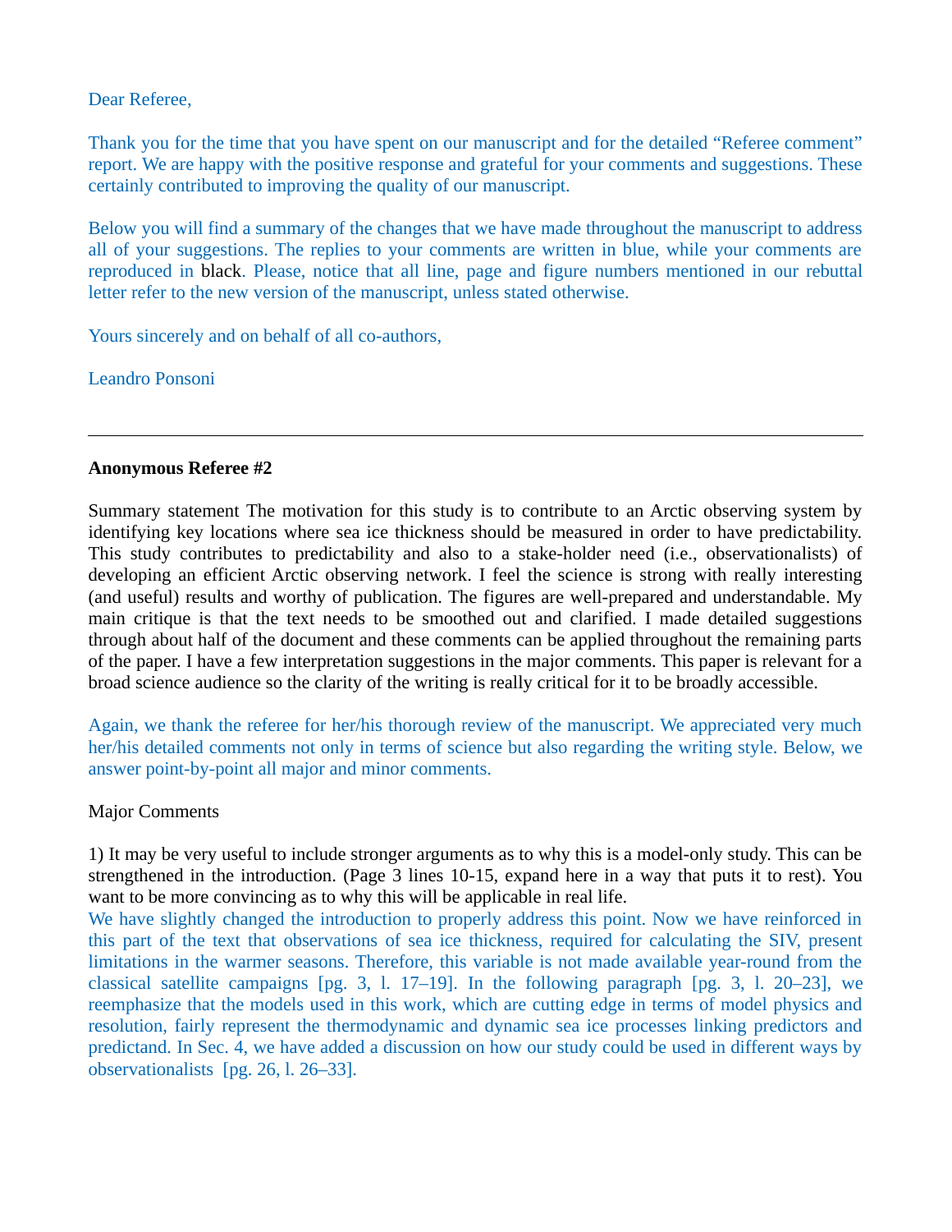Dear Referee,

Thank you for the time that you have spent on our manuscript and for the detailed “Referee comment” report. We are happy with the positive response and grateful for your comments and suggestions. These certainly contributed to improving the quality of our manuscript.

Below you will find a summary of the changes that we have made throughout the manuscript to address all of your suggestions. The replies to your comments are written in blue, while your comments are reproduced in black. Please, notice that all line, page and figure numbers mentioned in our rebuttal letter refer to the new version of the manuscript, unless stated otherwise.

Yours sincerely and on behalf of all co-authors,

Leandro Ponsoni

---

**Anonymous Referee #2**

Summary statement The motivation for this study is to contribute to an Arctic observing system by identifying key locations where sea ice thickness should be measured in order to have predictability. This study contributes to predictability and also to a stake-holder need (i.e., observationalists) of developing an efficient Arctic observing network. I feel the science is strong with really interesting (and useful) results and worthy of publication. The figures are well-prepared and understandable. My main critique is that the text needs to be smoothed out and clarified. I made detailed suggestions through about half of the document and these comments can be applied throughout the remaining parts of the paper. I have a few interpretation suggestions in the major comments. This paper is relevant for a broad science audience so the clarity of the writing is really critical for it to be broadly accessible.

Again, we thank the referee for her/his thorough review of the manuscript. We appreciated very much her/his detailed comments not only in terms of science but also regarding the writing style. Below, we answer point-by-point all major and minor comments.

Major Comments

1) It may be very useful to include stronger arguments as to why this is a model-only study. This can be strengthened in the introduction. (Page 3 lines 10-15, expand here in a way that puts it to rest). You want to be more convincing as to why this will be applicable in real life.

We have slightly changed the introduction to properly address this point. Now we have reinforced in this part of the text that observations of sea ice thickness, required for calculating the SIV, present limitations in the warmer seasons. Therefore, this variable is not made available year-round from the classical satellite campaigns [pg. 3, l. 17–19]. In the following paragraph [pg. 3, l. 20–23], we reemphasize that the models used in this work, which are cutting edge in terms of model physics and resolution, fairly represent the thermodynamic and dynamic sea ice processes linking predictors and predictand. In Sec. 4, we have added a discussion on how our study could be used in different ways by observationalists [pg. 26, l. 26–33].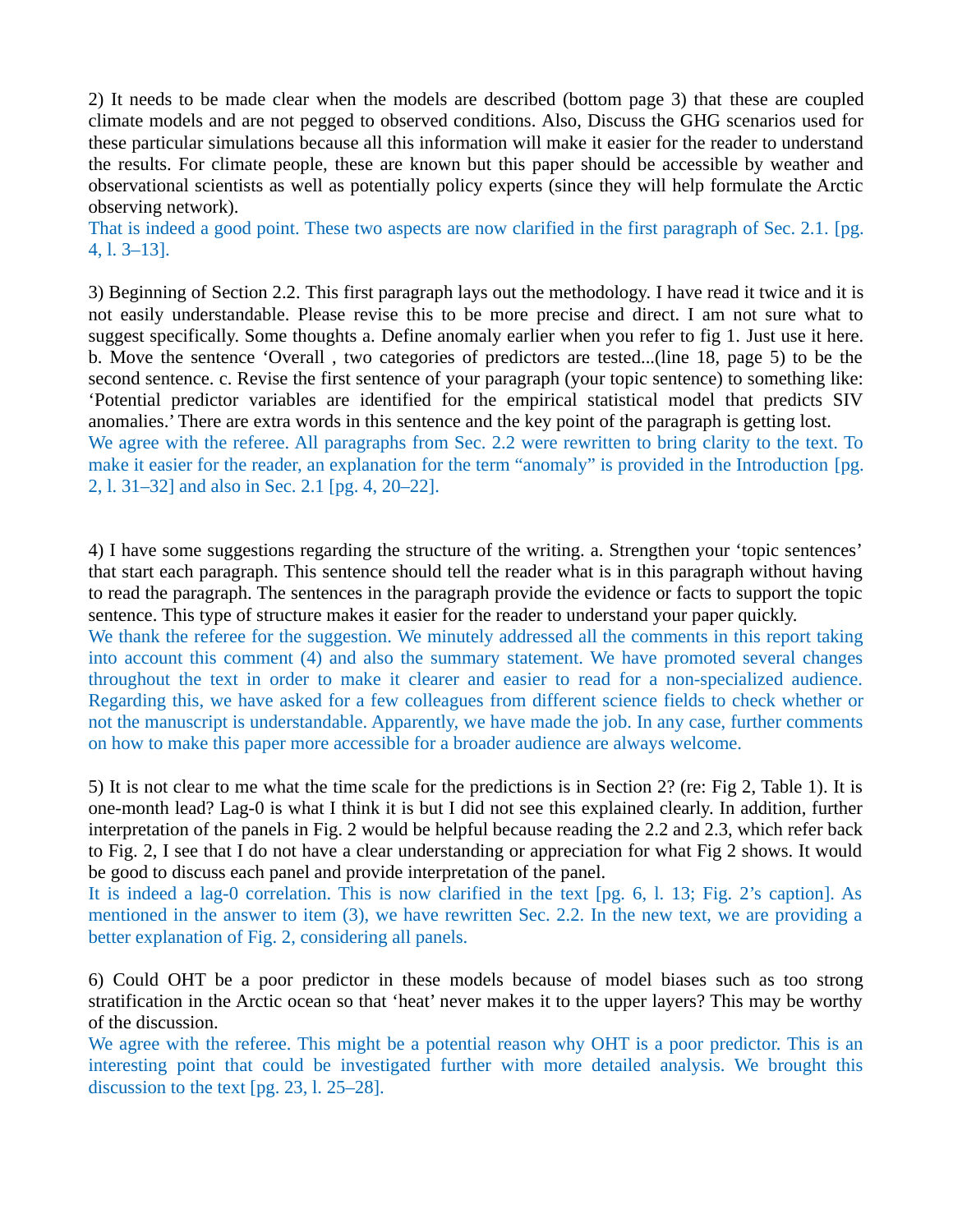2) It needs to be made clear when the models are described (bottom page 3) that these are coupled climate models and are not pegged to observed conditions. Also, Discuss the GHG scenarios used for these particular simulations because all this information will make it easier for the reader to understand the results. For climate people, these are known but this paper should be accessible by weather and observational scientists as well as potentially policy experts (since they will help formulate the Arctic observing network).

That is indeed a good point. These two aspects are now clarified in the first paragraph of Sec. 2.1. [pg. 4, l. 3–13].

3) Beginning of Section 2.2. This first paragraph lays out the methodology. I have read it twice and it is not easily understandable. Please revise this to be more precise and direct. I am not sure what to suggest specifically. Some thoughts a. Define anomaly earlier when you refer to fig 1. Just use it here. b. Move the sentence 'Overall , two categories of predictors are tested...(line 18, page 5) to be the second sentence. c. Revise the first sentence of your paragraph (your topic sentence) to something like: 'Potential predictor variables are identified for the empirical statistical model that predicts SIV anomalies.' There are extra words in this sentence and the key point of the paragraph is getting lost.

We agree with the referee. All paragraphs from Sec. 2.2 were rewritten to bring clarity to the text. To make it easier for the reader, an explanation for the term "anomaly" is provided in the Introduction [pg. 2, l. 31–32] and also in Sec. 2.1 [pg. 4, 20–22].

4) I have some suggestions regarding the structure of the writing. a. Strengthen your 'topic sentences' that start each paragraph. This sentence should tell the reader what is in this paragraph without having to read the paragraph. The sentences in the paragraph provide the evidence or facts to support the topic sentence. This type of structure makes it easier for the reader to understand your paper quickly.

We thank the referee for the suggestion. We minutely addressed all the comments in this report taking into account this comment (4) and also the summary statement. We have promoted several changes throughout the text in order to make it clearer and easier to read for a non-specialized audience. Regarding this, we have asked for a few colleagues from different science fields to check whether or not the manuscript is understandable. Apparently, we have made the job. In any case, further comments on how to make this paper more accessible for a broader audience are always welcome.

5) It is not clear to me what the time scale for the predictions is in Section 2? (re: Fig 2, Table 1). It is one-month lead? Lag-0 is what I think it is but I did not see this explained clearly. In addition, further interpretation of the panels in Fig. 2 would be helpful because reading the 2.2 and 2.3, which refer back to Fig. 2, I see that I do not have a clear understanding or appreciation for what Fig 2 shows. It would be good to discuss each panel and provide interpretation of the panel.

It is indeed a lag-0 correlation. This is now clarified in the text [pg. 6, l. 13; Fig. 2's caption]. As mentioned in the answer to item (3), we have rewritten Sec. 2.2. In the new text, we are providing a better explanation of Fig. 2, considering all panels.

6) Could OHT be a poor predictor in these models because of model biases such as too strong stratification in the Arctic ocean so that 'heat' never makes it to the upper layers? This may be worthy of the discussion.

We agree with the referee. This might be a potential reason why OHT is a poor predictor. This is an interesting point that could be investigated further with more detailed analysis. We brought this discussion to the text [pg. 23, l. 25–28].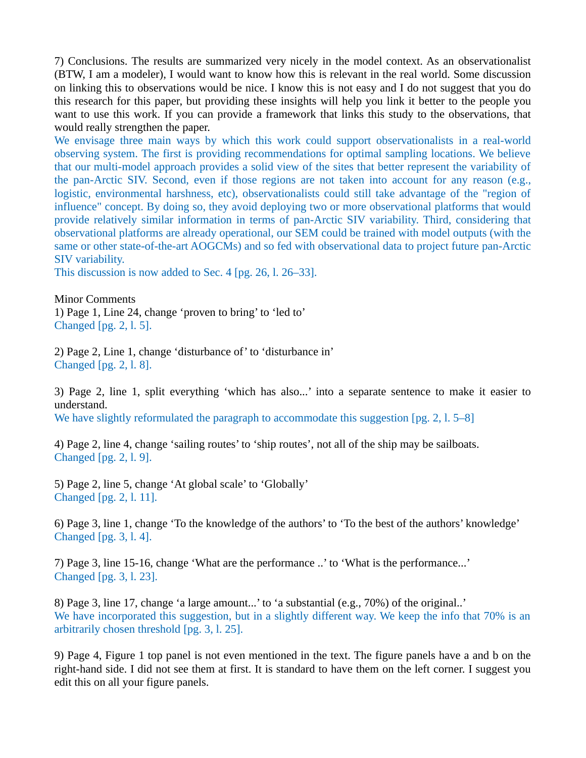7) Conclusions. The results are summarized very nicely in the model context. As an observationalist (BTW, I am a modeler), I would want to know how this is relevant in the real world. Some discussion on linking this to observations would be nice. I know this is not easy and I do not suggest that you do this research for this paper, but providing these insights will help you link it better to the people you want to use this work. If you can provide a framework that links this study to the observations, that would really strengthen the paper.

We envisage three main ways by which this work could support observationalists in a real-world observing system. The first is providing recommendations for optimal sampling locations. We believe that our multi-model approach provides a solid view of the sites that better represent the variability of the pan-Arctic SIV. Second, even if those regions are not taken into account for any reason (e.g., logistic, environmental harshness, etc), observationalists could still take advantage of the "region of influence" concept. By doing so, they avoid deploying two or more observational platforms that would provide relatively similar information in terms of pan-Arctic SIV variability. Third, considering that observational platforms are already operational, our SEM could be trained with model outputs (with the same or other state-of-the-art AOGCMs) and so fed with observational data to project future pan-Arctic SIV variability.

This discussion is now added to Sec. 4 [pg. 26, l. 26–33].

Minor Comments

1) Page 1, Line 24, change 'proven to bring' to 'led to'

Changed [pg. 2, l. 5].

2) Page 2, Line 1, change 'disturbance of' to 'disturbance in'

Changed [pg. 2, l. 8].

3) Page 2, line 1, split everything 'which has also...' into a separate sentence to make it easier to understand.

We have slightly reformulated the paragraph to accommodate this suggestion [pg. 2, l. 5–8]

4) Page 2, line 4, change 'sailing routes' to 'ship routes', not all of the ship may be sailboats.

Changed [pg. 2, l. 9].

5) Page 2, line 5, change 'At global scale' to 'Globally'

Changed [pg. 2, l. 11].

6) Page 3, line 1, change 'To the knowledge of the authors' to 'To the best of the authors' knowledge'

Changed [pg. 3, l. 4].

7) Page 3, line 15-16, change 'What are the performance ..' to 'What is the performance...'

Changed [pg. 3, l. 23].

8) Page 3, line 17, change 'a large amount...' to 'a substantial (e.g., 70%) of the original..'

We have incorporated this suggestion, but in a slightly different way. We keep the info that 70% is an arbitrarily chosen threshold [pg. 3, l. 25].

9) Page 4, Figure 1 top panel is not even mentioned in the text. The figure panels have a and b on the right-hand side. I did not see them at first. It is standard to have them on the left corner. I suggest you edit this on all your figure panels.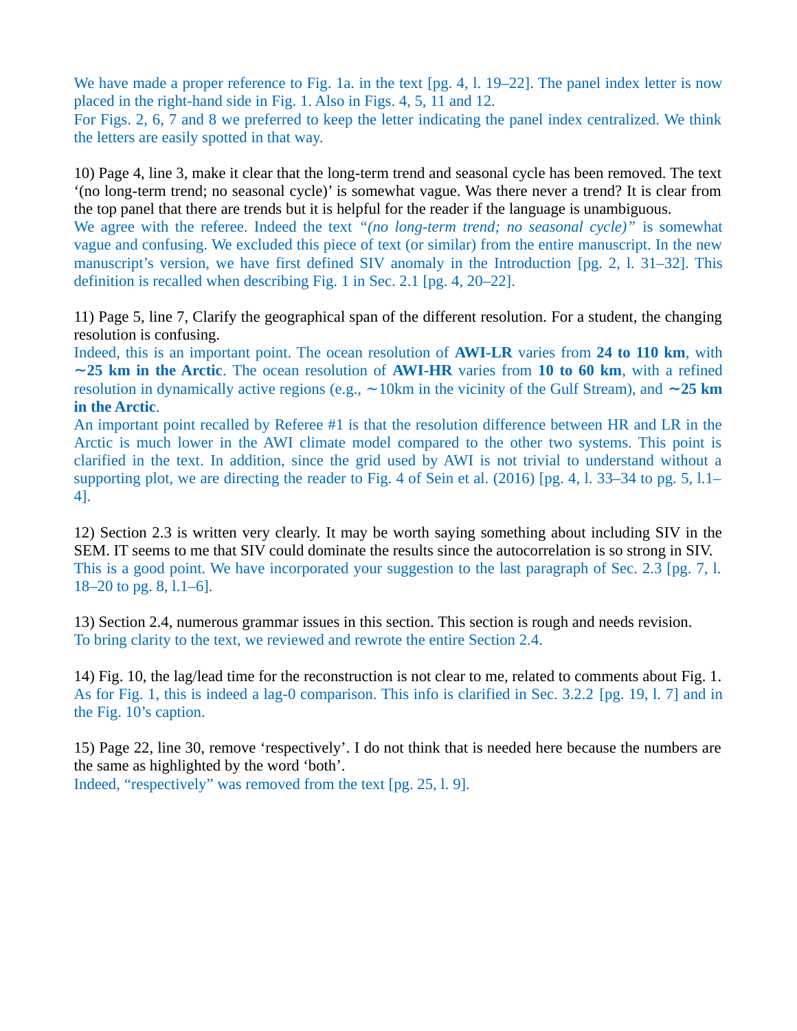We have made a proper reference to Fig. 1a. in the text [pg. 4, l. 19–22]. The panel index letter is now placed in the right-hand side in Fig. 1. Also in Figs. 4, 5, 11 and 12.
For Figs. 2, 6, 7 and 8 we preferred to keep the letter indicating the panel index centralized. We think the letters are easily spotted in that way.

10) Page 4, line 3, make it clear that the long-term trend and seasonal cycle has been removed. The text '(no long-term trend; no seasonal cycle)' is somewhat vague. Was there never a trend? It is clear from the top panel that there are trends but it is helpful for the reader if the language is unambiguous.
We agree with the referee. Indeed the text *"(no long-term trend; no seasonal cycle)"* is somewhat vague and confusing. We excluded this piece of text (or similar) from the entire manuscript. In the new manuscript's version, we have first defined SIV anomaly in the Introduction [pg. 2, l. 31–32]. This definition is recalled when describing Fig. 1 in Sec. 2.1 [pg. 4, 20–22].

11) Page 5, line 7, Clarify the geographical span of the different resolution. For a student, the changing resolution is confusing.
Indeed, this is an important point. The ocean resolution of **AWI-LR** varies from **24 to 110 km**, with **∼25 km in the Arctic**. The ocean resolution of **AWI-HR** varies from **10 to 60 km**, with a refined resolution in dynamically active regions (e.g., ∼10km in the vicinity of the Gulf Stream), and **∼25 km in the Arctic**.
An important point recalled by Referee #1 is that the resolution difference between HR and LR in the Arctic is much lower in the AWI climate model compared to the other two systems. This point is clarified in the text. In addition, since the grid used by AWI is not trivial to understand without a supporting plot, we are directing the reader to Fig. 4 of Sein et al. (2016) [pg. 4, l. 33–34 to pg. 5, l.1–4].

12) Section 2.3 is written very clearly. It may be worth saying something about including SIV in the SEM. IT seems to me that SIV could dominate the results since the autocorrelation is so strong in SIV.
This is a good point. We have incorporated your suggestion to the last paragraph of Sec. 2.3 [pg. 7, l. 18–20 to pg. 8, l.1–6].

13) Section 2.4, numerous grammar issues in this section. This section is rough and needs revision.
To bring clarity to the text, we reviewed and rewrote the entire Section 2.4.

14) Fig. 10, the lag/lead time for the reconstruction is not clear to me, related to comments about Fig. 1.
As for Fig. 1, this is indeed a lag-0 comparison. This info is clarified in Sec. 3.2.2 [pg. 19, l. 7] and in the Fig. 10's caption.

15) Page 22, line 30, remove 'respectively'. I do not think that is needed here because the numbers are the same as highlighted by the word 'both'.
Indeed, "respectively" was removed from the text [pg. 25, l. 9].